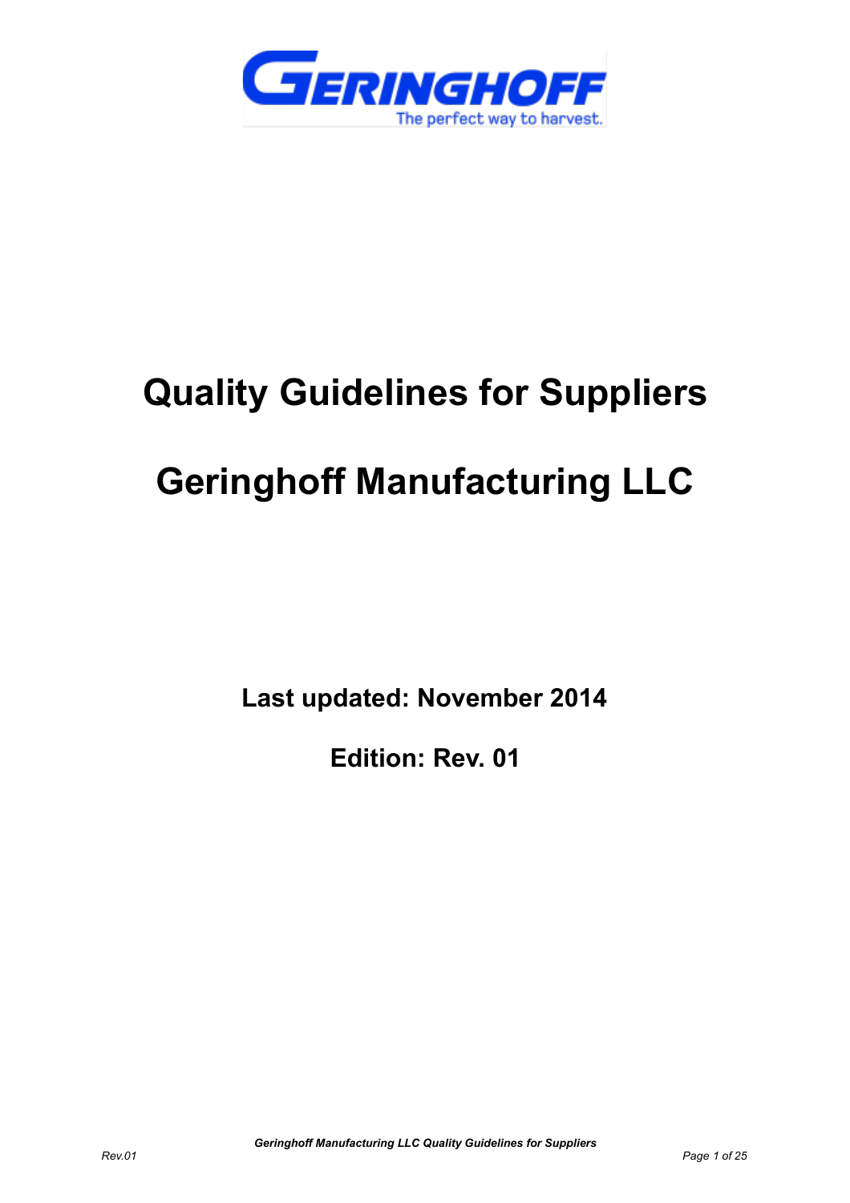# Quality Guidelines for Suppliers

# Geringhoff Manufacturing LLC

**Last updated: November 2014**

**Edition: Rev. 01**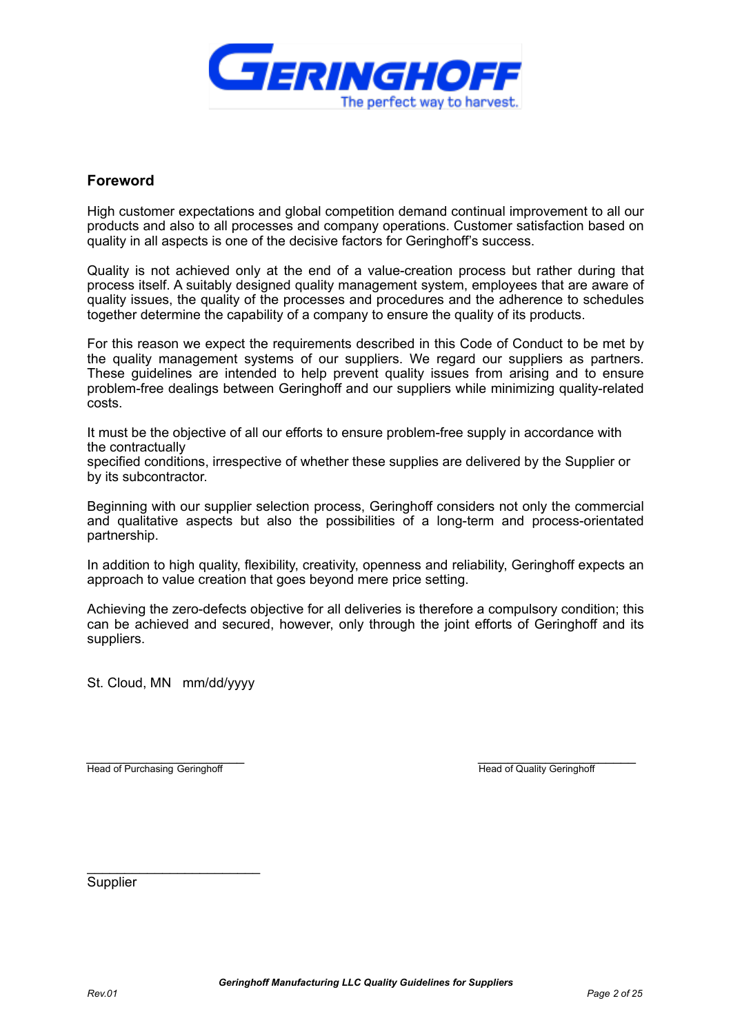## Foreword

High customer expectations and global competition demand continual improvement to all our products and also to all processes and company operations. Customer satisfaction based on quality in all aspects is one of the decisive factors for Geringhoff's success.

Quality is not achieved only at the end of a value-creation process but rather during that process itself. A suitably designed quality management system, employees that are aware of quality issues, the quality of the processes and procedures and the adherence to schedules together determine the capability of a company to ensure the quality of its products.

For this reason we expect the requirements described in this Code of Conduct to be met by the quality management systems of our suppliers. We regard our suppliers as partners. These guidelines are intended to help prevent quality issues from arising and to ensure problem-free dealings between Geringhoff and our suppliers while minimizing quality-related costs.

It must be the objective of all our efforts to ensure problem-free supply in accordance with the contractually specified conditions, irrespective of whether these supplies are delivered by the Supplier or by its subcontractor.

Beginning with our supplier selection process, Geringhoff considers not only the commercial and qualitative aspects but also the possibilities of a long-term and process-orientated partnership.

In addition to high quality, flexibility, creativity, openness and reliability, Geringhoff expects an approach to value creation that goes beyond mere price setting.

Achieving the zero-defects objective for all deliveries is therefore a compulsory condition; this can be achieved and secured, however, only through the joint efforts of Geringhoff and its suppliers.

St. Cloud, MN   mm/dd/yyyy

\_\_\_\_\_\_\_\_\_\_\_\_\_\_\_\_\_\_\_\_\_\_\_\_
Head of Purchasing Geringhoff

\_\_\_\_\_\_\_\_\_\_\_\_\_\_\_\_\_\_\_\_\_\_\_\_
Head of Quality Geringhoff

\_\_\_\_\_\_\_\_\_\_\_\_\_\_\_\_\_\_\_\_\_\_\_\_
Supplier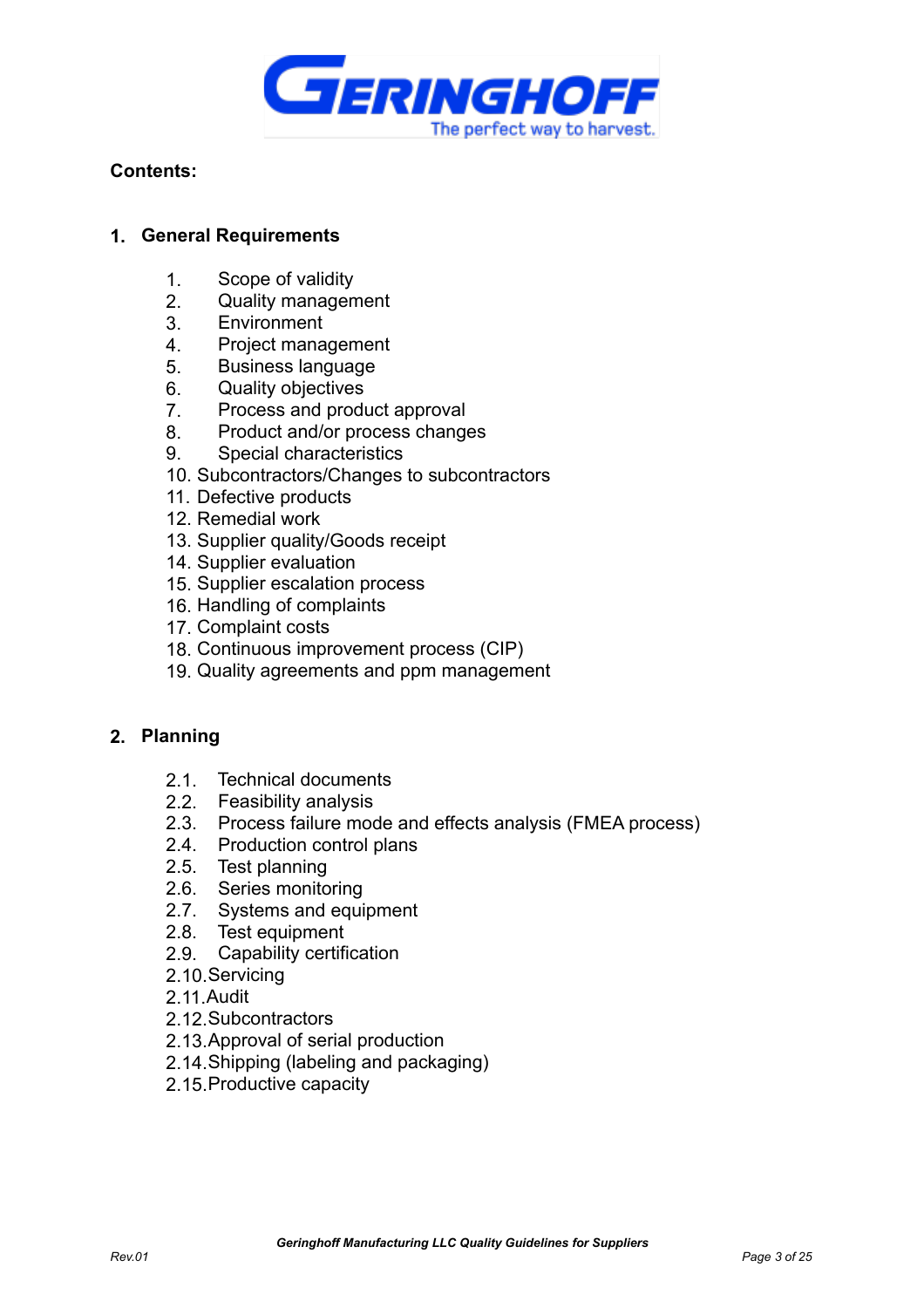**Contents:**

## 1. General Requirements

1. Scope of validity
2. Quality management
3. Environment
4. Project management
5. Business language
6. Quality objectives
7. Process and product approval
8. Product and/or process changes
9. Special characteristics
10. Subcontractors/Changes to subcontractors
11. Defective products
12. Remedial work
13. Supplier quality/Goods receipt
14. Supplier evaluation
15. Supplier escalation process
16. Handling of complaints
17. Complaint costs
18. Continuous improvement process (CIP)
19. Quality agreements and ppm management

## 2. Planning

- 2.1. Technical documents
- 2.2. Feasibility analysis
- 2.3. Process failure mode and effects analysis (FMEA process)
- 2.4. Production control plans
- 2.5. Test planning
- 2.6. Series monitoring
- 2.7. Systems and equipment
- 2.8. Test equipment
- 2.9. Capability certification
- 2.10. Servicing
- 2.11. Audit
- 2.12. Subcontractors
- 2.13. Approval of serial production
- 2.14. Shipping (labeling and packaging)
- 2.15. Productive capacity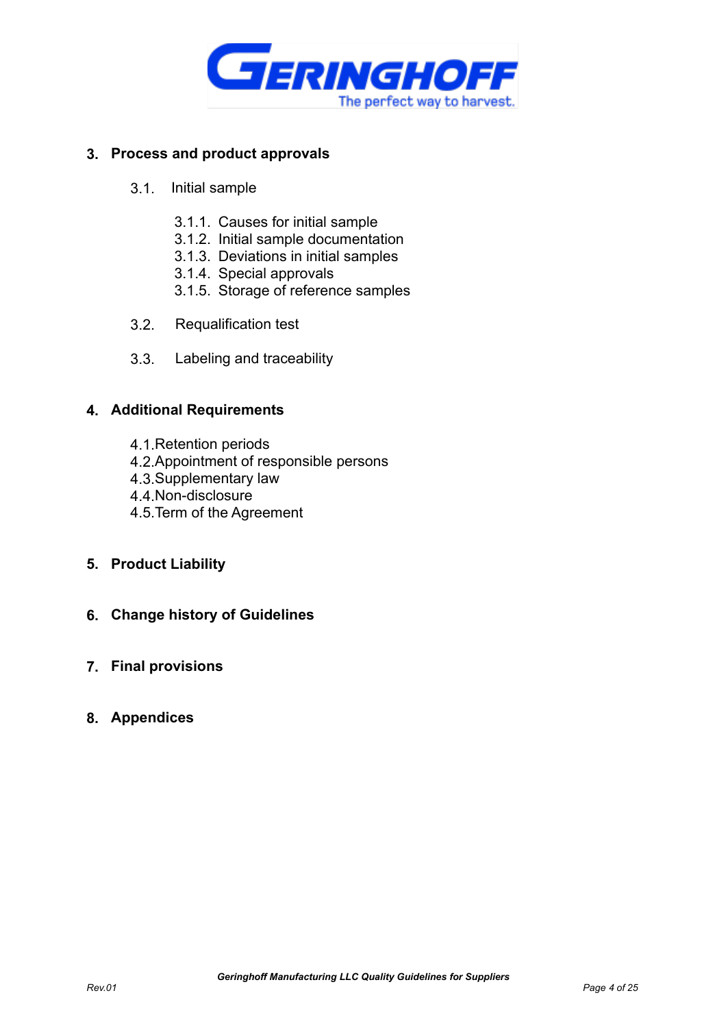**3. Process and product approvals**

- 3.1. Initial sample
  - 3.1.1. Causes for initial sample
  - 3.1.2. Initial sample documentation
  - 3.1.3. Deviations in initial samples
  - 3.1.4. Special approvals
  - 3.1.5. Storage of reference samples
- 3.2. Requalification test
- 3.3. Labeling and traceability

**4. Additional Requirements**

- 4.1. Retention periods
- 4.2. Appointment of responsible persons
- 4.3. Supplementary law
- 4.4. Non-disclosure
- 4.5. Term of the Agreement

**5. Product Liability**

**6. Change history of Guidelines**

**7. Final provisions**

**8. Appendices**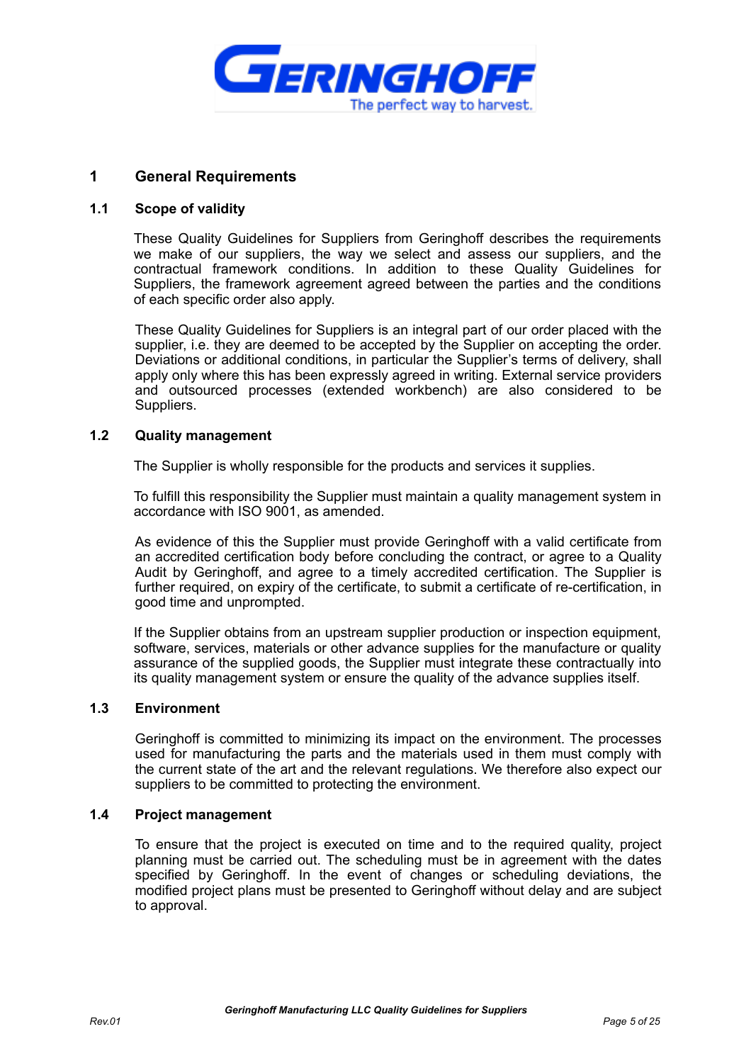# 1 General Requirements

## 1.1 Scope of validity

These Quality Guidelines for Suppliers from Geringhoff describes the requirements we make of our suppliers, the way we select and assess our suppliers, and the contractual framework conditions. In addition to these Quality Guidelines for Suppliers, the framework agreement agreed between the parties and the conditions of each specific order also apply.

These Quality Guidelines for Suppliers is an integral part of our order placed with the supplier, i.e. they are deemed to be accepted by the Supplier on accepting the order. Deviations or additional conditions, in particular the Supplier's terms of delivery, shall apply only where this has been expressly agreed in writing. External service providers and outsourced processes (extended workbench) are also considered to be Suppliers.

## 1.2 Quality management

The Supplier is wholly responsible for the products and services it supplies.

To fulfill this responsibility the Supplier must maintain a quality management system in accordance with ISO 9001, as amended.

As evidence of this the Supplier must provide Geringhoff with a valid certificate from an accredited certification body before concluding the contract, or agree to a Quality Audit by Geringhoff, and agree to a timely accredited certification. The Supplier is further required, on expiry of the certificate, to submit a certificate of re-certification, in good time and unprompted.

If the Supplier obtains from an upstream supplier production or inspection equipment, software, services, materials or other advance supplies for the manufacture or quality assurance of the supplied goods, the Supplier must integrate these contractually into its quality management system or ensure the quality of the advance supplies itself.

## 1.3 Environment

Geringhoff is committed to minimizing its impact on the environment. The processes used for manufacturing the parts and the materials used in them must comply with the current state of the art and the relevant regulations. We therefore also expect our suppliers to be committed to protecting the environment.

## 1.4 Project management

To ensure that the project is executed on time and to the required quality, project planning must be carried out. The scheduling must be in agreement with the dates specified by Geringhoff. In the event of changes or scheduling deviations, the modified project plans must be presented to Geringhoff without delay and are subject to approval.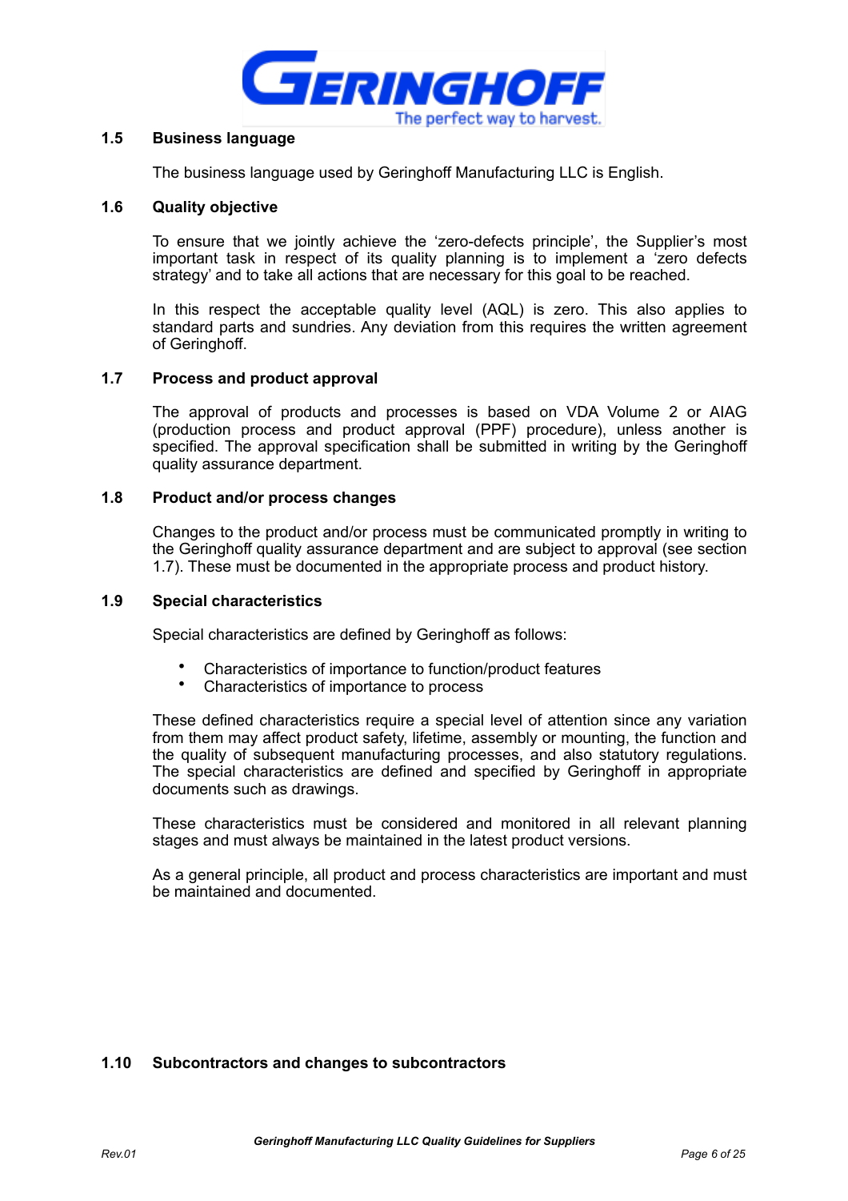### 1.5 Business language

The business language used by Geringhoff Manufacturing LLC is English.

### 1.6 Quality objective

To ensure that we jointly achieve the ‘zero-defects principle’, the Supplier’s most important task in respect of its quality planning is to implement a ‘zero defects strategy’ and to take all actions that are necessary for this goal to be reached.

In this respect the acceptable quality level (AQL) is zero. This also applies to standard parts and sundries. Any deviation from this requires the written agreement of Geringhoff.

### 1.7 Process and product approval

The approval of products and processes is based on VDA Volume 2 or AIAG (production process and product approval (PPF) procedure), unless another is specified. The approval specification shall be submitted in writing by the Geringhoff quality assurance department.

### 1.8 Product and/or process changes

Changes to the product and/or process must be communicated promptly in writing to the Geringhoff quality assurance department and are subject to approval (see section 1.7). These must be documented in the appropriate process and product history.

### 1.9 Special characteristics

Special characteristics are defined by Geringhoff as follows:

- Characteristics of importance to function/product features
- Characteristics of importance to process

These defined characteristics require a special level of attention since any variation from them may affect product safety, lifetime, assembly or mounting, the function and the quality of subsequent manufacturing processes, and also statutory regulations. The special characteristics are defined and specified by Geringhoff in appropriate documents such as drawings.

These characteristics must be considered and monitored in all relevant planning stages and must always be maintained in the latest product versions.

As a general principle, all product and process characteristics are important and must be maintained and documented.

### 1.10 Subcontractors and changes to subcontractors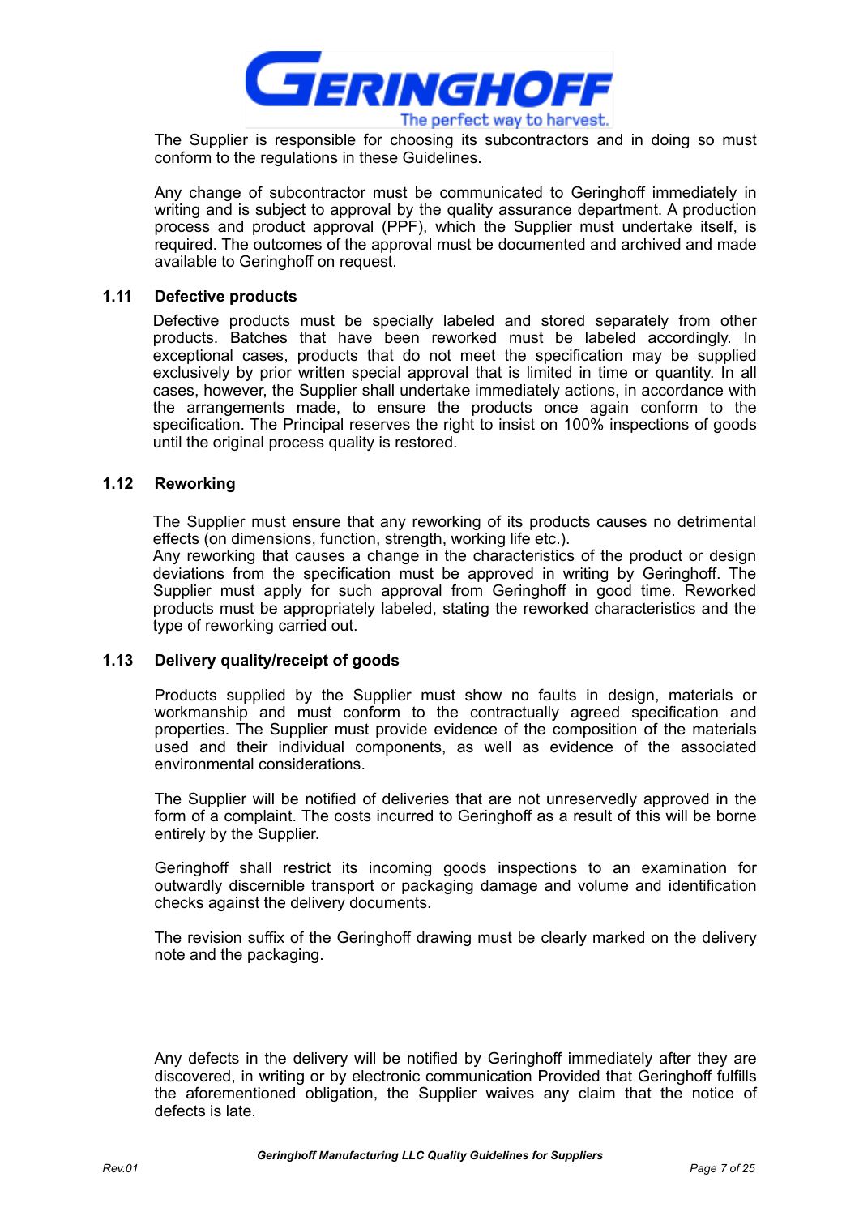The Supplier is responsible for choosing its subcontractors and in doing so must conform to the regulations in these Guidelines.

Any change of subcontractor must be communicated to Geringhoff immediately in writing and is subject to approval by the quality assurance department. A production process and product approval (PPF), which the Supplier must undertake itself, is required. The outcomes of the approval must be documented and archived and made available to Geringhoff on request.

### 1.11 Defective products

Defective products must be specially labeled and stored separately from other products. Batches that have been reworked must be labeled accordingly. In exceptional cases, products that do not meet the specification may be supplied exclusively by prior written special approval that is limited in time or quantity. In all cases, however, the Supplier shall undertake immediately actions, in accordance with the arrangements made, to ensure the products once again conform to the specification. The Principal reserves the right to insist on 100% inspections of goods until the original process quality is restored.

### 1.12 Reworking

The Supplier must ensure that any reworking of its products causes no detrimental effects (on dimensions, function, strength, working life etc.).
Any reworking that causes a change in the characteristics of the product or design deviations from the specification must be approved in writing by Geringhoff. The Supplier must apply for such approval from Geringhoff in good time. Reworked products must be appropriately labeled, stating the reworked characteristics and the type of reworking carried out.

### 1.13 Delivery quality/receipt of goods

Products supplied by the Supplier must show no faults in design, materials or workmanship and must conform to the contractually agreed specification and properties. The Supplier must provide evidence of the composition of the materials used and their individual components, as well as evidence of the associated environmental considerations.

The Supplier will be notified of deliveries that are not unreservedly approved in the form of a complaint. The costs incurred to Geringhoff as a result of this will be borne entirely by the Supplier.

Geringhoff shall restrict its incoming goods inspections to an examination for outwardly discernible transport or packaging damage and volume and identification checks against the delivery documents.

The revision suffix of the Geringhoff drawing must be clearly marked on the delivery note and the packaging.

Any defects in the delivery will be notified by Geringhoff immediately after they are discovered, in writing or by electronic communication Provided that Geringhoff fulfills the aforementioned obligation, the Supplier waives any claim that the notice of defects is late.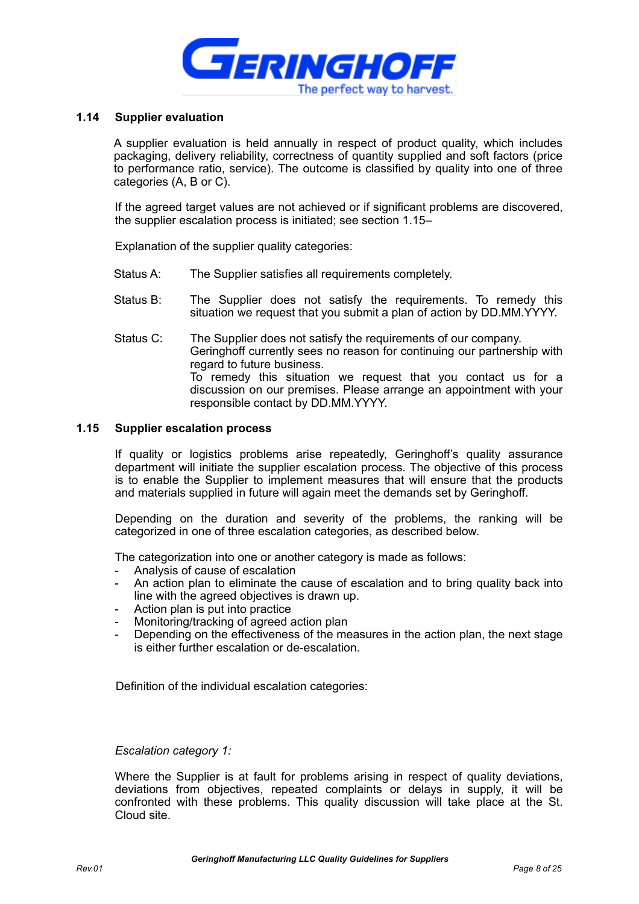### 1.14 Supplier evaluation

A supplier evaluation is held annually in respect of product quality, which includes packaging, delivery reliability, correctness of quantity supplied and soft factors (price to performance ratio, service). The outcome is classified by quality into one of three categories (A, B or C).

If the agreed target values are not achieved or if significant problems are discovered, the supplier escalation process is initiated; see section 1.15–

Explanation of the supplier quality categories:

Status A: The Supplier satisfies all requirements completely.

Status B: The Supplier does not satisfy the requirements. To remedy this situation we request that you submit a plan of action by DD.MM.YYYY.

Status C: The Supplier does not satisfy the requirements of our company. Geringhoff currently sees no reason for continuing our partnership with regard to future business. To remedy this situation we request that you contact us for a discussion on our premises. Please arrange an appointment with your responsible contact by DD.MM.YYYY.

### 1.15 Supplier escalation process

If quality or logistics problems arise repeatedly, Geringhoff's quality assurance department will initiate the supplier escalation process. The objective of this process is to enable the Supplier to implement measures that will ensure that the products and materials supplied in future will again meet the demands set by Geringhoff.

Depending on the duration and severity of the problems, the ranking will be categorized in one of three escalation categories, as described below.

The categorization into one or another category is made as follows:

- Analysis of cause of escalation
- An action plan to eliminate the cause of escalation and to bring quality back into line with the agreed objectives is drawn up.
- Action plan is put into practice
- Monitoring/tracking of agreed action plan
- Depending on the effectiveness of the measures in the action plan, the next stage is either further escalation or de-escalation.

Definition of the individual escalation categories:

*Escalation category 1:*

Where the Supplier is at fault for problems arising in respect of quality deviations, deviations from objectives, repeated complaints or delays in supply, it will be confronted with these problems. This quality discussion will take place at the St. Cloud site.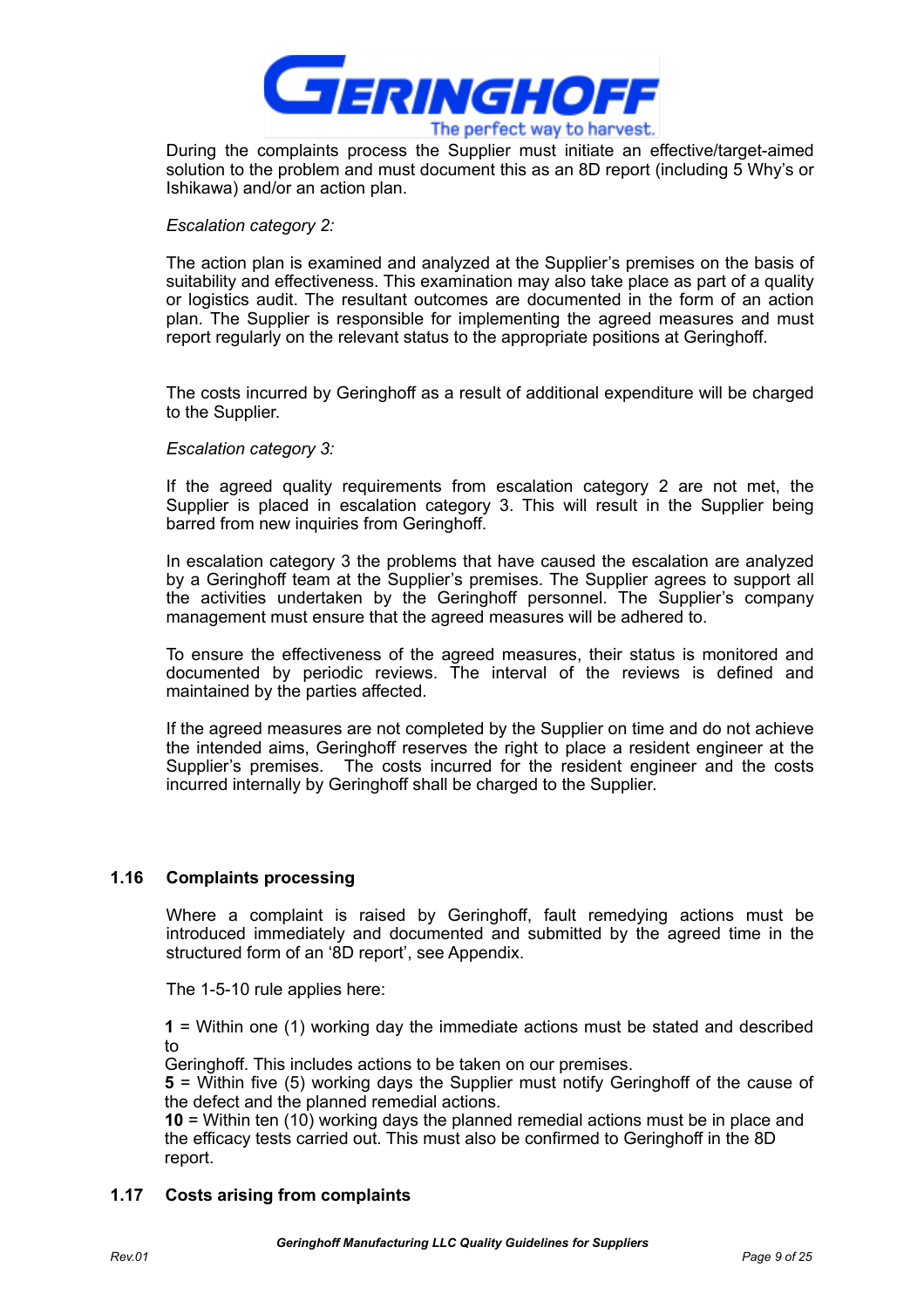During the complaints process the Supplier must initiate an effective/target-aimed solution to the problem and must document this as an 8D report (including 5 Why's or Ishikawa) and/or an action plan.

*Escalation category 2:*

The action plan is examined and analyzed at the Supplier's premises on the basis of suitability and effectiveness. This examination may also take place as part of a quality or logistics audit. The resultant outcomes are documented in the form of an action plan. The Supplier is responsible for implementing the agreed measures and must report regularly on the relevant status to the appropriate positions at Geringhoff.

The costs incurred by Geringhoff as a result of additional expenditure will be charged to the Supplier.

*Escalation category 3:*

If the agreed quality requirements from escalation category 2 are not met, the Supplier is placed in escalation category 3. This will result in the Supplier being barred from new inquiries from Geringhoff.

In escalation category 3 the problems that have caused the escalation are analyzed by a Geringhoff team at the Supplier's premises. The Supplier agrees to support all the activities undertaken by the Geringhoff personnel. The Supplier's company management must ensure that the agreed measures will be adhered to.

To ensure the effectiveness of the agreed measures, their status is monitored and documented by periodic reviews. The interval of the reviews is defined and maintained by the parties affected.

If the agreed measures are not completed by the Supplier on time and do not achieve the intended aims, Geringhoff reserves the right to place a resident engineer at the Supplier's premises. The costs incurred for the resident engineer and the costs incurred internally by Geringhoff shall be charged to the Supplier.

## 1.16 Complaints processing

Where a complaint is raised by Geringhoff, fault remedying actions must be introduced immediately and documented and submitted by the agreed time in the structured form of an '8D report', see Appendix.

The 1-5-10 rule applies here:

**1** = Within one (1) working day the immediate actions must be stated and described to Geringhoff. This includes actions to be taken on our premises.
**5** = Within five (5) working days the Supplier must notify Geringhoff of the cause of the defect and the planned remedial actions.
**10** = Within ten (10) working days the planned remedial actions must be in place and the efficacy tests carried out. This must also be confirmed to Geringhoff in the 8D report.

## 1.17 Costs arising from complaints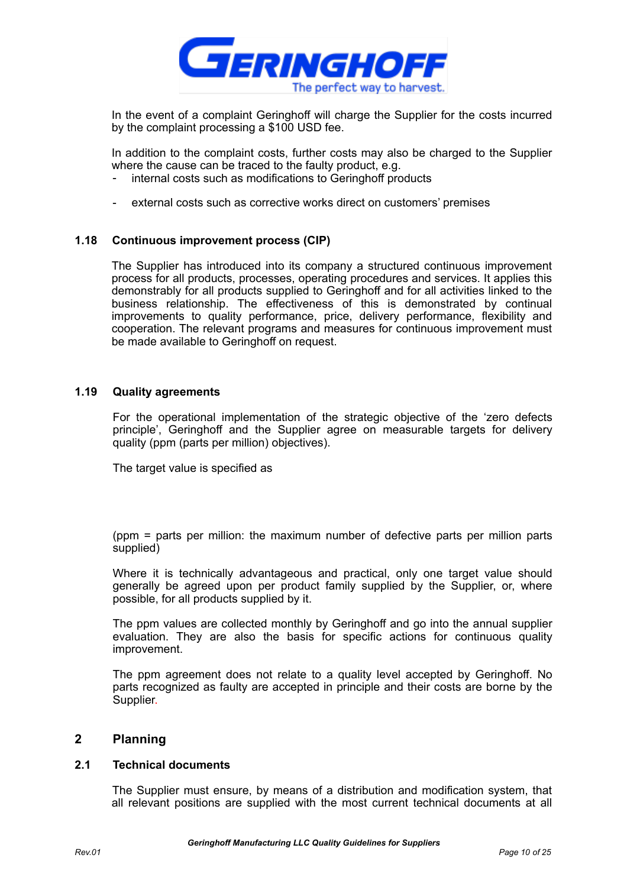In the event of a complaint Geringhoff will charge the Supplier for the costs incurred by the complaint processing a $100 USD fee.

In addition to the complaint costs, further costs may also be charged to the Supplier where the cause can be traced to the faulty product, e.g.

- internal costs such as modifications to Geringhoff products
- external costs such as corrective works direct on customers' premises

### 1.18 Continuous improvement process (CIP)

The Supplier has introduced into its company a structured continuous improvement process for all products, processes, operating procedures and services. It applies this demonstrably for all products supplied to Geringhoff and for all activities linked to the business relationship. The effectiveness of this is demonstrated by continual improvements to quality performance, price, delivery performance, flexibility and cooperation. The relevant programs and measures for continuous improvement must be made available to Geringhoff on request.

### 1.19 Quality agreements

For the operational implementation of the strategic objective of the 'zero defects principle', Geringhoff and the Supplier agree on measurable targets for delivery quality (ppm (parts per million) objectives).

The target value is specified as

(ppm = parts per million: the maximum number of defective parts per million parts supplied)

Where it is technically advantageous and practical, only one target value should generally be agreed upon per product family supplied by the Supplier, or, where possible, for all products supplied by it.

The ppm values are collected monthly by Geringhoff and go into the annual supplier evaluation. They are also the basis for specific actions for continuous quality improvement.

The ppm agreement does not relate to a quality level accepted by Geringhoff. No parts recognized as faulty are accepted in principle and their costs are borne by the Supplier.

## 2 Planning

### 2.1 Technical documents

The Supplier must ensure, by means of a distribution and modification system, that all relevant positions are supplied with the most current technical documents at all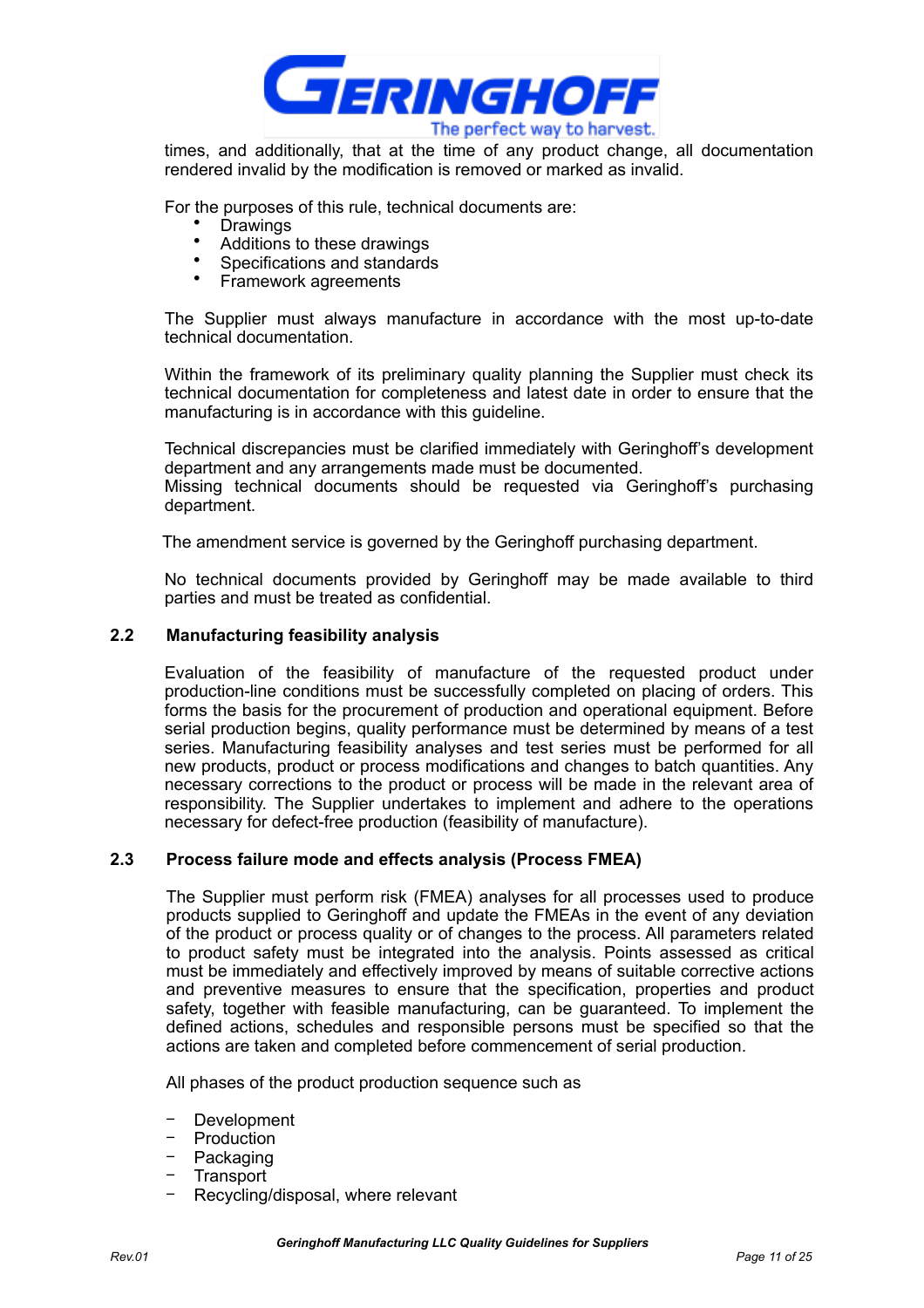times, and additionally, that at the time of any product change, all documentation rendered invalid by the modification is removed or marked as invalid.

For the purposes of this rule, technical documents are:

- Drawings
- Additions to these drawings
- Specifications and standards
- Framework agreements

The Supplier must always manufacture in accordance with the most up-to-date technical documentation.

Within the framework of its preliminary quality planning the Supplier must check its technical documentation for completeness and latest date in order to ensure that the manufacturing is in accordance with this guideline.

Technical discrepancies must be clarified immediately with Geringhoff's development department and any arrangements made must be documented.
Missing technical documents should be requested via Geringhoff's purchasing department.

The amendment service is governed by the Geringhoff purchasing department.

No technical documents provided by Geringhoff may be made available to third parties and must be treated as confidential.

## 2.2 Manufacturing feasibility analysis

Evaluation of the feasibility of manufacture of the requested product under production-line conditions must be successfully completed on placing of orders. This forms the basis for the procurement of production and operational equipment. Before serial production begins, quality performance must be determined by means of a test series. Manufacturing feasibility analyses and test series must be performed for all new products, product or process modifications and changes to batch quantities. Any necessary corrections to the product or process will be made in the relevant area of responsibility. The Supplier undertakes to implement and adhere to the operations necessary for defect-free production (feasibility of manufacture).

## 2.3 Process failure mode and effects analysis (Process FMEA)

The Supplier must perform risk (FMEA) analyses for all processes used to produce products supplied to Geringhoff and update the FMEAs in the event of any deviation of the product or process quality or of changes to the process. All parameters related to product safety must be integrated into the analysis. Points assessed as critical must be immediately and effectively improved by means of suitable corrective actions and preventive measures to ensure that the specification, properties and product safety, together with feasible manufacturing, can be guaranteed. To implement the defined actions, schedules and responsible persons must be specified so that the actions are taken and completed before commencement of serial production.

All phases of the product production sequence such as

- Development
- Production
- Packaging
- Transport
- Recycling/disposal, where relevant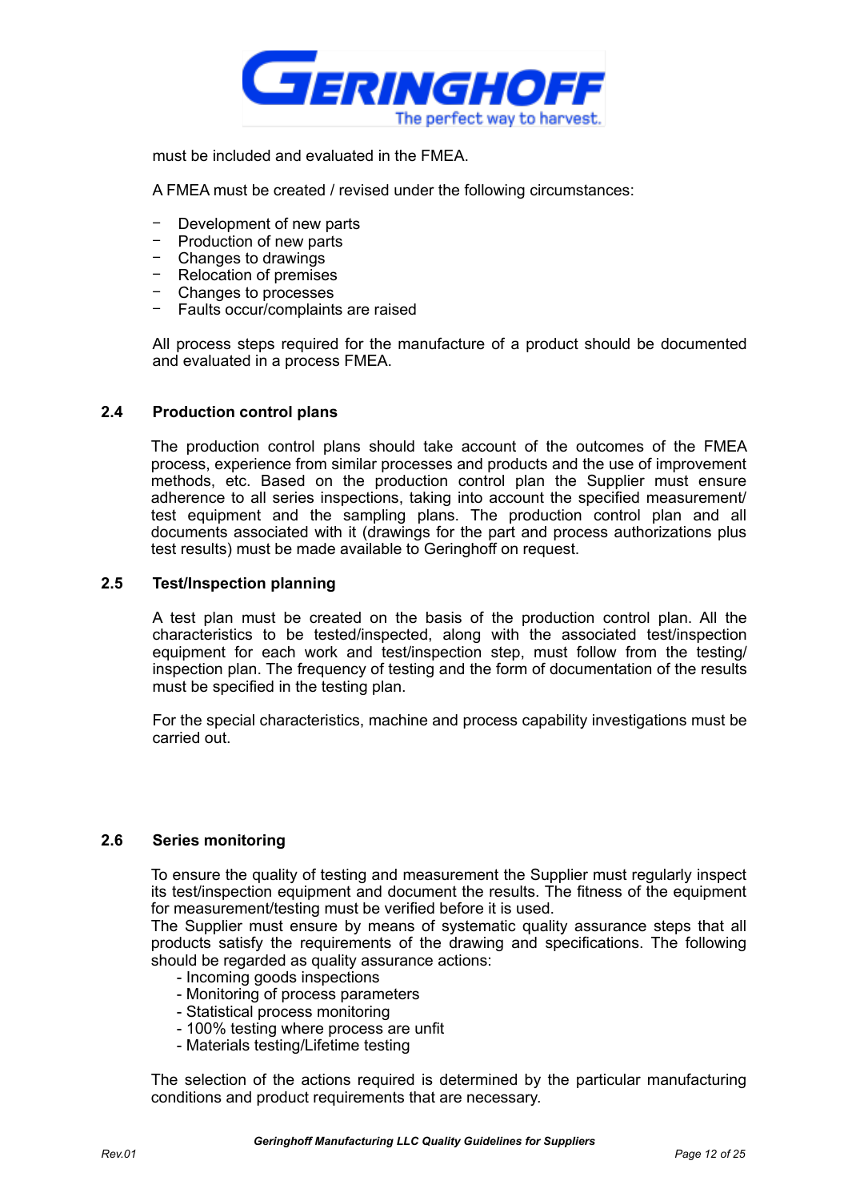must be included and evaluated in the FMEA.

A FMEA must be created / revised under the following circumstances:

- Development of new parts
- Production of new parts
- Changes to drawings
- Relocation of premises
- Changes to processes
- Faults occur/complaints are raised

All process steps required for the manufacture of a product should be documented and evaluated in a process FMEA.

## 2.4 Production control plans

The production control plans should take account of the outcomes of the FMEA process, experience from similar processes and products and the use of improvement methods, etc. Based on the production control plan the Supplier must ensure adherence to all series inspections, taking into account the specified measurement/test equipment and the sampling plans. The production control plan and all documents associated with it (drawings for the part and process authorizations plus test results) must be made available to Geringhoff on request.

## 2.5 Test/Inspection planning

A test plan must be created on the basis of the production control plan. All the characteristics to be tested/inspected, along with the associated test/inspection equipment for each work and test/inspection step, must follow from the testing/inspection plan. The frequency of testing and the form of documentation of the results must be specified in the testing plan.

For the special characteristics, machine and process capability investigations must be carried out.

## 2.6 Series monitoring

To ensure the quality of testing and measurement the Supplier must regularly inspect its test/inspection equipment and document the results. The fitness of the equipment for measurement/testing must be verified before it is used.
The Supplier must ensure by means of systematic quality assurance steps that all products satisfy the requirements of the drawing and specifications. The following should be regarded as quality assurance actions:

- Incoming goods inspections
- Monitoring of process parameters
- Statistical process monitoring
- 100% testing where process are unfit
- Materials testing/Lifetime testing

The selection of the actions required is determined by the particular manufacturing conditions and product requirements that are necessary.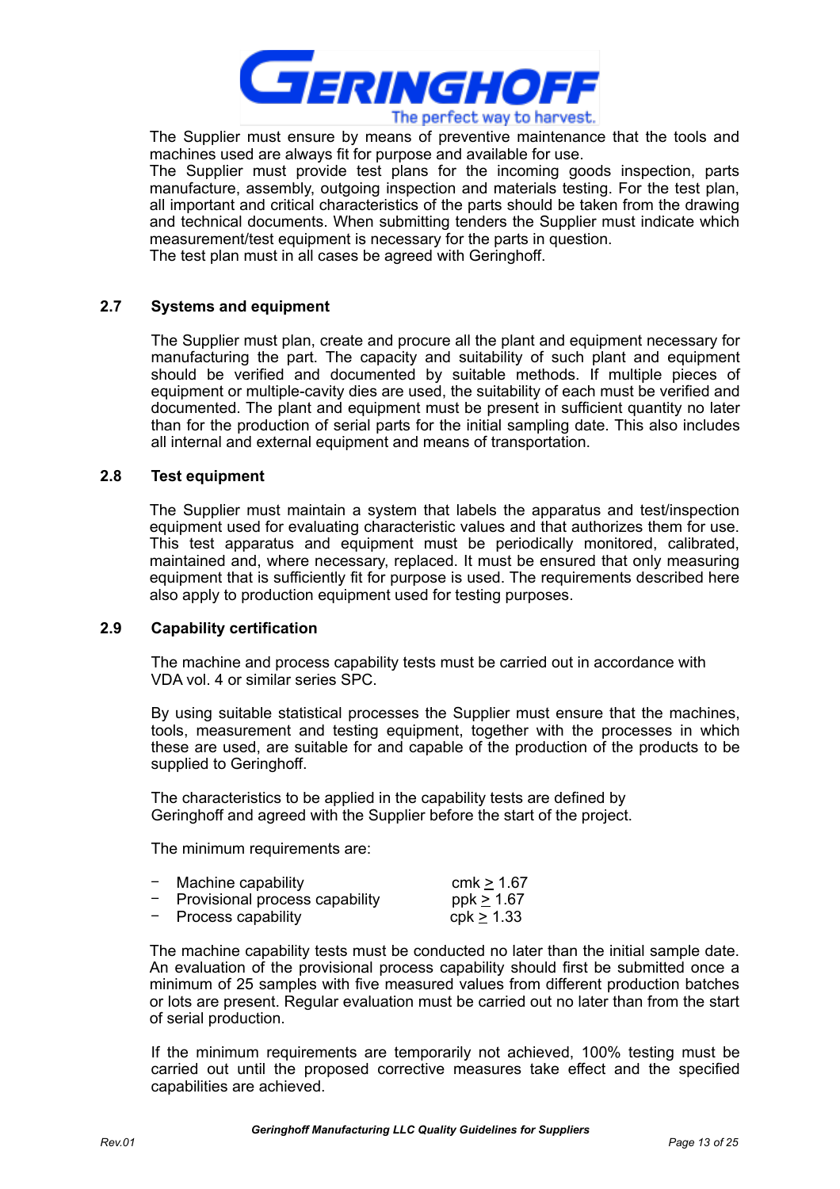The Supplier must ensure by means of preventive maintenance that the tools and machines used are always fit for purpose and available for use.
The Supplier must provide test plans for the incoming goods inspection, parts manufacture, assembly, outgoing inspection and materials testing. For the test plan, all important and critical characteristics of the parts should be taken from the drawing and technical documents. When submitting tenders the Supplier must indicate which measurement/test equipment is necessary for the parts in question.
The test plan must in all cases be agreed with Geringhoff.

## 2.7 Systems and equipment

The Supplier must plan, create and procure all the plant and equipment necessary for manufacturing the part. The capacity and suitability of such plant and equipment should be verified and documented by suitable methods. If multiple pieces of equipment or multiple-cavity dies are used, the suitability of each must be verified and documented. The plant and equipment must be present in sufficient quantity no later than for the production of serial parts for the initial sampling date. This also includes all internal and external equipment and means of transportation.

## 2.8 Test equipment

The Supplier must maintain a system that labels the apparatus and test/inspection equipment used for evaluating characteristic values and that authorizes them for use. This test apparatus and equipment must be periodically monitored, calibrated, maintained and, where necessary, replaced. It must be ensured that only measuring equipment that is sufficiently fit for purpose is used. The requirements described here also apply to production equipment used for testing purposes.

## 2.9 Capability certification

The machine and process capability tests must be carried out in accordance with VDA vol. 4 or similar series SPC.

By using suitable statistical processes the Supplier must ensure that the machines, tools, measurement and testing equipment, together with the processes in which these are used, are suitable for and capable of the production of the products to be supplied to Geringhoff.

The characteristics to be applied in the capability tests are defined by Geringhoff and agreed with the Supplier before the start of the project.

The minimum requirements are:

- Machine capability $cmk \geq 1.67$
- Provisional process capability $ppk \geq 1.67$
- Process capability $cpk \geq 1.33$

The machine capability tests must be conducted no later than the initial sample date. An evaluation of the provisional process capability should first be submitted once a minimum of 25 samples with five measured values from different production batches or lots are present. Regular evaluation must be carried out no later than from the start of serial production.

If the minimum requirements are temporarily not achieved, 100% testing must be carried out until the proposed corrective measures take effect and the specified capabilities are achieved.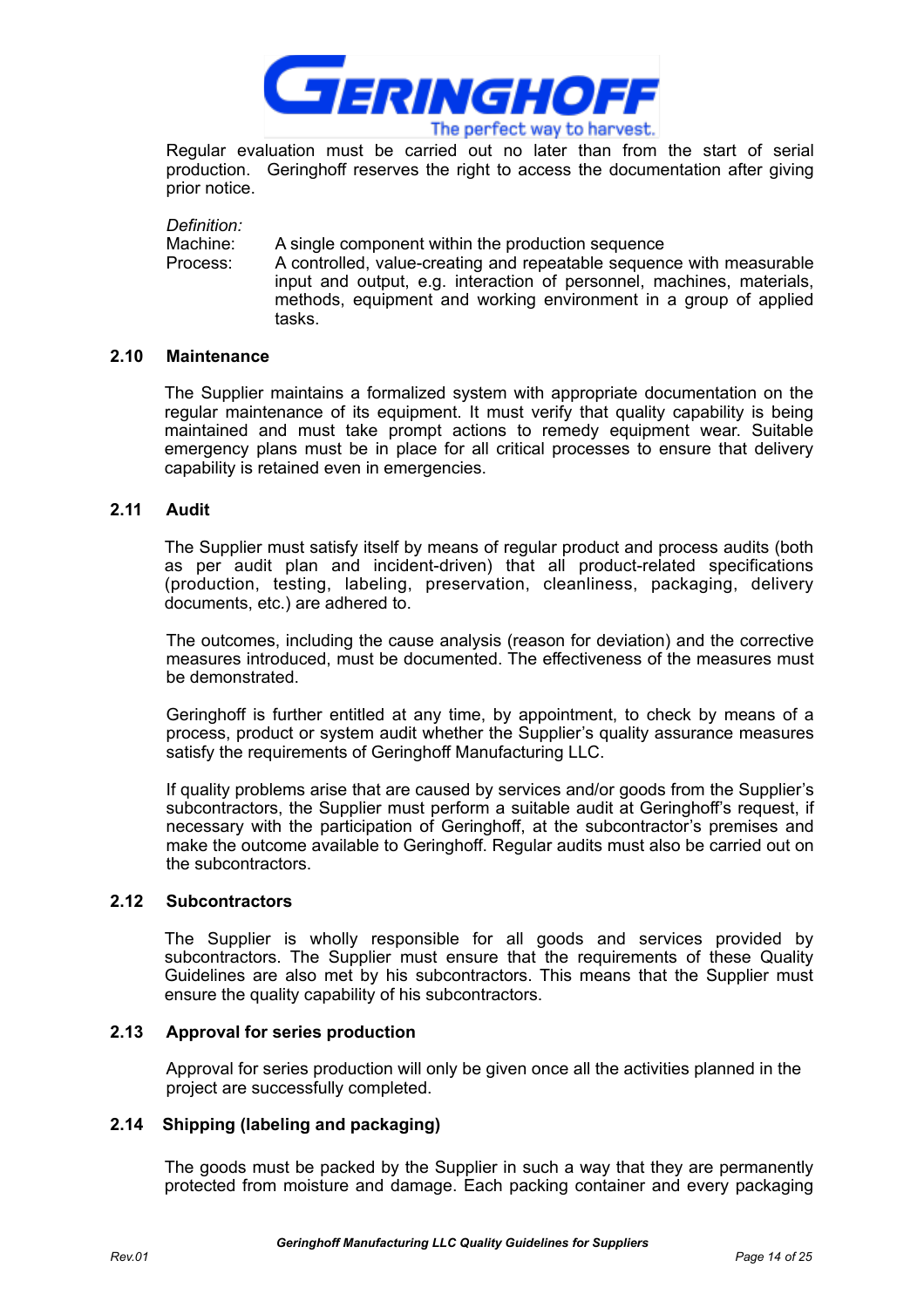Regular evaluation must be carried out no later than from the start of serial production. Geringhoff reserves the right to access the documentation after giving prior notice.

*Definition:*

Machine: A single component within the production sequence

Process: A controlled, value-creating and repeatable sequence with measurable input and output, e.g. interaction of personnel, machines, materials, methods, equipment and working environment in a group of applied tasks.

### 2.10 Maintenance

The Supplier maintains a formalized system with appropriate documentation on the regular maintenance of its equipment. It must verify that quality capability is being maintained and must take prompt actions to remedy equipment wear. Suitable emergency plans must be in place for all critical processes to ensure that delivery capability is retained even in emergencies.

### 2.11 Audit

The Supplier must satisfy itself by means of regular product and process audits (both as per audit plan and incident-driven) that all product-related specifications (production, testing, labeling, preservation, cleanliness, packaging, delivery documents, etc.) are adhered to.

The outcomes, including the cause analysis (reason for deviation) and the corrective measures introduced, must be documented. The effectiveness of the measures must be demonstrated.

Geringhoff is further entitled at any time, by appointment, to check by means of a process, product or system audit whether the Supplier's quality assurance measures satisfy the requirements of Geringhoff Manufacturing LLC.

If quality problems arise that are caused by services and/or goods from the Supplier's subcontractors, the Supplier must perform a suitable audit at Geringhoff's request, if necessary with the participation of Geringhoff, at the subcontractor's premises and make the outcome available to Geringhoff. Regular audits must also be carried out on the subcontractors.

### 2.12 Subcontractors

The Supplier is wholly responsible for all goods and services provided by subcontractors. The Supplier must ensure that the requirements of these Quality Guidelines are also met by his subcontractors. This means that the Supplier must ensure the quality capability of his subcontractors.

### 2.13 Approval for series production

Approval for series production will only be given once all the activities planned in the project are successfully completed.

### 2.14 Shipping (labeling and packaging)

The goods must be packed by the Supplier in such a way that they are permanently protected from moisture and damage. Each packing container and every packaging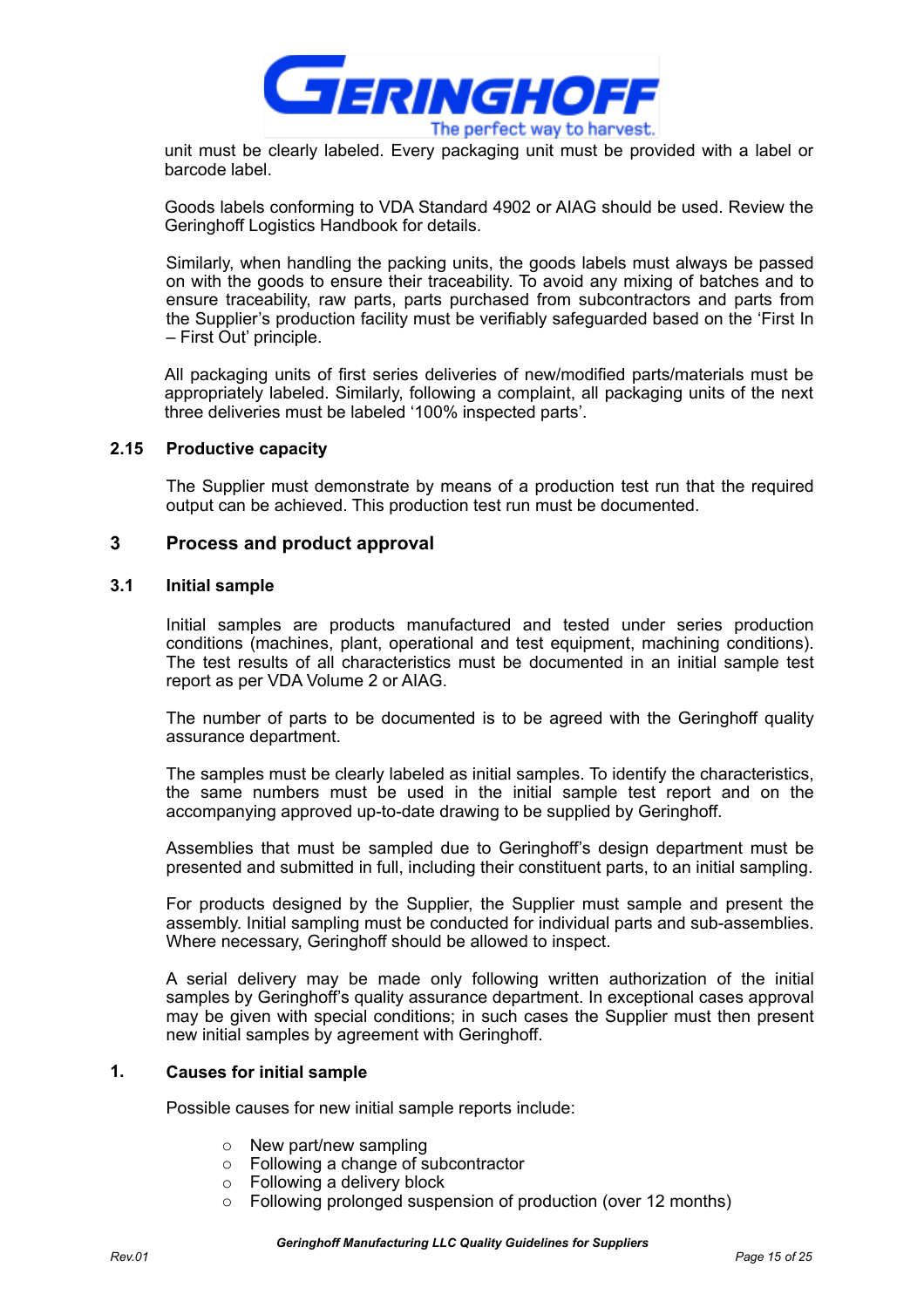unit must be clearly labeled. Every packaging unit must be provided with a label or barcode label.

Goods labels conforming to VDA Standard 4902 or AIAG should be used. Review the Geringhoff Logistics Handbook for details.

Similarly, when handling the packing units, the goods labels must always be passed on with the goods to ensure their traceability. To avoid any mixing of batches and to ensure traceability, raw parts, parts purchased from subcontractors and parts from the Supplier's production facility must be verifiably safeguarded based on the 'First In – First Out' principle.

All packaging units of first series deliveries of new/modified parts/materials must be appropriately labeled. Similarly, following a complaint, all packaging units of the next three deliveries must be labeled '100% inspected parts'.

### 2.15 Productive capacity

The Supplier must demonstrate by means of a production test run that the required output can be achieved. This production test run must be documented.

## 3 Process and product approval

### 3.1 Initial sample

Initial samples are products manufactured and tested under series production conditions (machines, plant, operational and test equipment, machining conditions). The test results of all characteristics must be documented in an initial sample test report as per VDA Volume 2 or AIAG.

The number of parts to be documented is to be agreed with the Geringhoff quality assurance department.

The samples must be clearly labeled as initial samples. To identify the characteristics, the same numbers must be used in the initial sample test report and on the accompanying approved up-to-date drawing to be supplied by Geringhoff.

Assemblies that must be sampled due to Geringhoff's design department must be presented and submitted in full, including their constituent parts, to an initial sampling.

For products designed by the Supplier, the Supplier must sample and present the assembly. Initial sampling must be conducted for individual parts and sub-assemblies. Where necessary, Geringhoff should be allowed to inspect.

A serial delivery may be made only following written authorization of the initial samples by Geringhoff's quality assurance department. In exceptional cases approval may be given with special conditions; in such cases the Supplier must then present new initial samples by agreement with Geringhoff.

### 1. Causes for initial sample

Possible causes for new initial sample reports include:

- New part/new sampling
- Following a change of subcontractor
- Following a delivery block
- Following prolonged suspension of production (over 12 months)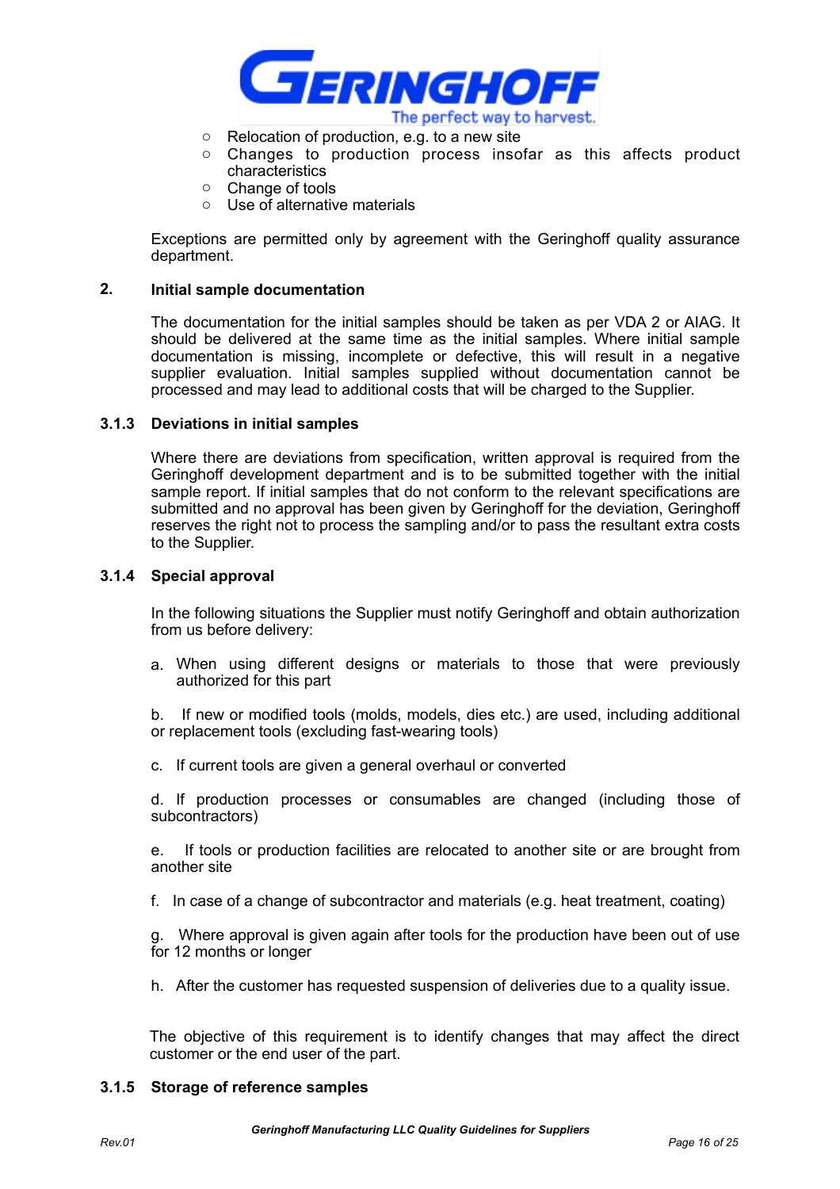- Relocation of production, e.g. to a new site
- Changes to production process insofar as this affects product characteristics
- Change of tools
- Use of alternative materials

Exceptions are permitted only by agreement with the Geringhoff quality assurance department.

## 2. Initial sample documentation

The documentation for the initial samples should be taken as per VDA 2 or AIAG. It should be delivered at the same time as the initial samples. Where initial sample documentation is missing, incomplete or defective, this will result in a negative supplier evaluation. Initial samples supplied without documentation cannot be processed and may lead to additional costs that will be charged to the Supplier.

### 3.1.3 Deviations in initial samples

Where there are deviations from specification, written approval is required from the Geringhoff development department and is to be submitted together with the initial sample report. If initial samples that do not conform to the relevant specifications are submitted and no approval has been given by Geringhoff for the deviation, Geringhoff reserves the right not to process the sampling and/or to pass the resultant extra costs to the Supplier.

### 3.1.4 Special approval

In the following situations the Supplier must notify Geringhoff and obtain authorization from us before delivery:

a. When using different designs or materials to those that were previously authorized for this part

b. If new or modified tools (molds, models, dies etc.) are used, including additional or replacement tools (excluding fast-wearing tools)

c. If current tools are given a general overhaul or converted

d. If production processes or consumables are changed (including those of subcontractors)

e. If tools or production facilities are relocated to another site or are brought from another site

f. In case of a change of subcontractor and materials (e.g. heat treatment, coating)

g. Where approval is given again after tools for the production have been out of use for 12 months or longer

h. After the customer has requested suspension of deliveries due to a quality issue.

The objective of this requirement is to identify changes that may affect the direct customer or the end user of the part.

### 3.1.5 Storage of reference samples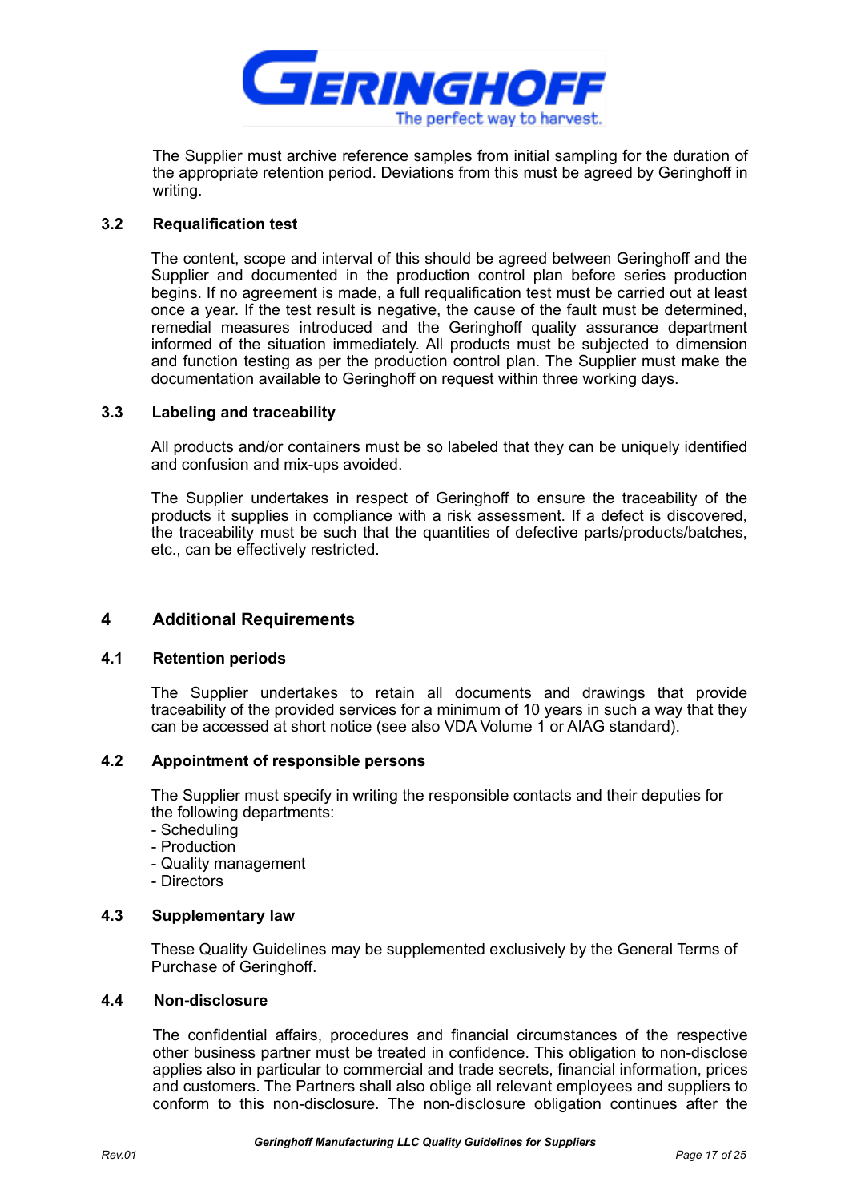The Supplier must archive reference samples from initial sampling for the duration of the appropriate retention period. Deviations from this must be agreed by Geringhoff in writing.

### 3.2 Requalification test

The content, scope and interval of this should be agreed between Geringhoff and the Supplier and documented in the production control plan before series production begins. If no agreement is made, a full requalification test must be carried out at least once a year. If the test result is negative, the cause of the fault must be determined, remedial measures introduced and the Geringhoff quality assurance department informed of the situation immediately. All products must be subjected to dimension and function testing as per the production control plan. The Supplier must make the documentation available to Geringhoff on request within three working days.

### 3.3 Labeling and traceability

All products and/or containers must be so labeled that they can be uniquely identified and confusion and mix-ups avoided.

The Supplier undertakes in respect of Geringhoff to ensure the traceability of the products it supplies in compliance with a risk assessment. If a defect is discovered, the traceability must be such that the quantities of defective parts/products/batches, etc., can be effectively restricted.

## 4 Additional Requirements

### 4.1 Retention periods

The Supplier undertakes to retain all documents and drawings that provide traceability of the provided services for a minimum of 10 years in such a way that they can be accessed at short notice (see also VDA Volume 1 or AIAG standard).

### 4.2 Appointment of responsible persons

The Supplier must specify in writing the responsible contacts and their deputies for the following departments:
- Scheduling
- Production
- Quality management
- Directors

### 4.3 Supplementary law

These Quality Guidelines may be supplemented exclusively by the General Terms of Purchase of Geringhoff.

### 4.4 Non-disclosure

The confidential affairs, procedures and financial circumstances of the respective other business partner must be treated in confidence. This obligation to non-disclose applies also in particular to commercial and trade secrets, financial information, prices and customers. The Partners shall also oblige all relevant employees and suppliers to conform to this non-disclosure. The non-disclosure obligation continues after the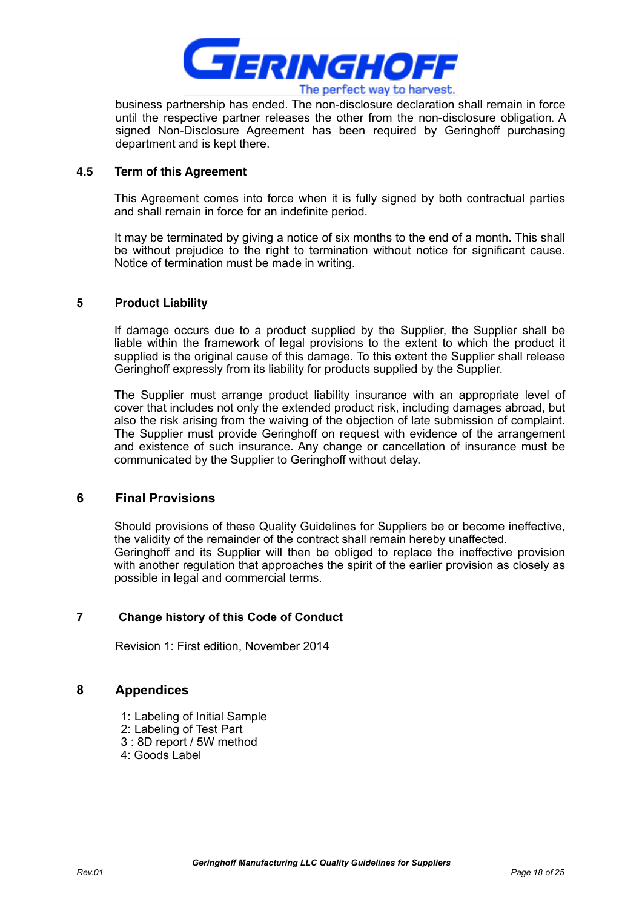business partnership has ended. The non-disclosure declaration shall remain in force until the respective partner releases the other from the non-disclosure obligation. A signed Non-Disclosure Agreement has been required by Geringhoff purchasing department and is kept there.

### 4.5 Term of this Agreement

This Agreement comes into force when it is fully signed by both contractual parties and shall remain in force for an indefinite period.

It may be terminated by giving a notice of six months to the end of a month. This shall be without prejudice to the right to termination without notice for significant cause. Notice of termination must be made in writing.

## 5 Product Liability

If damage occurs due to a product supplied by the Supplier, the Supplier shall be liable within the framework of legal provisions to the extent to which the product it supplied is the original cause of this damage. To this extent the Supplier shall release Geringhoff expressly from its liability for products supplied by the Supplier.

The Supplier must arrange product liability insurance with an appropriate level of cover that includes not only the extended product risk, including damages abroad, but also the risk arising from the waiving of the objection of late submission of complaint. The Supplier must provide Geringhoff on request with evidence of the arrangement and existence of such insurance. Any change or cancellation of insurance must be communicated by the Supplier to Geringhoff without delay.

## 6 Final Provisions

Should provisions of these Quality Guidelines for Suppliers be or become ineffective, the validity of the remainder of the contract shall remain hereby unaffected.
Geringhoff and its Supplier will then be obliged to replace the ineffective provision with another regulation that approaches the spirit of the earlier provision as closely as possible in legal and commercial terms.

## 7 Change history of this Code of Conduct

Revision 1: First edition, November 2014

## 8 Appendices

1: Labeling of Initial Sample
2: Labeling of Test Part
3 : 8D report / 5W method
4: Goods Label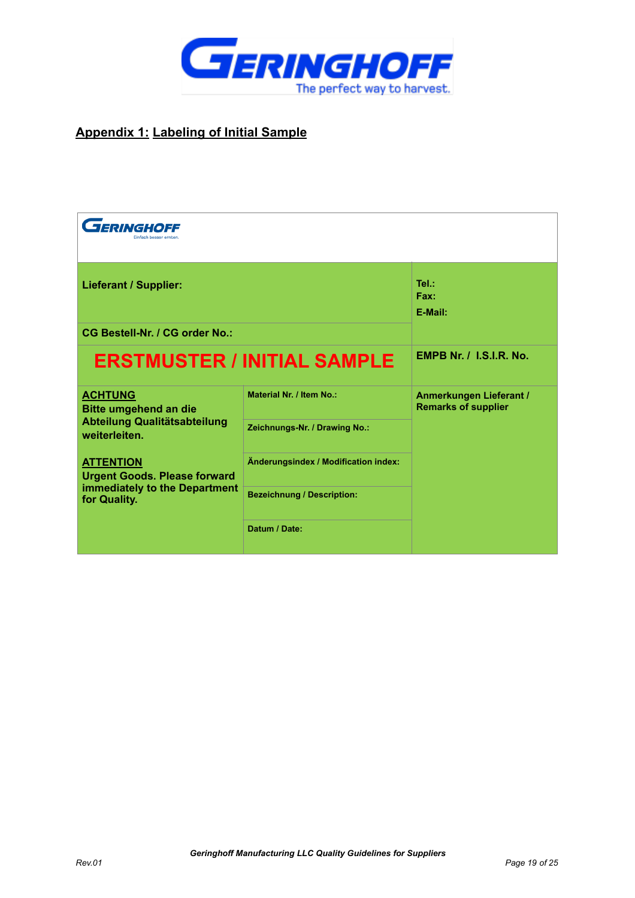## Appendix 1: Labeling of Initial Sample

| GERINGHOFF | | |
|---|---|---|
| **Lieferant / Supplier:** | | **Tel.:**<br>**Fax:**<br>**E-Mail:** |
| **CG Bestell-Nr. / CG order No.:** | | |
| **ERSTMUSTER / INITIAL SAMPLE** | | **EMPB Nr. / I.S.I.R. No.** |
| **ACHTUNG**<br>**Bitte umgehend an die Abteilung Qualitätsabteilung weiterleiten.**<br><br>**ATTENTION**<br>**Urgent Goods. Please forward immediately to the Department for Quality.** | **Material Nr. / Item No.:**<br><br>**Zeichnungs-Nr. / Drawing No.:**<br><br>**Änderungsindex / Modification index:**<br><br>**Bezeichnung / Description:**<br><br>**Datum / Date:** | **Anmerkungen Lieferant / Remarks of supplier** |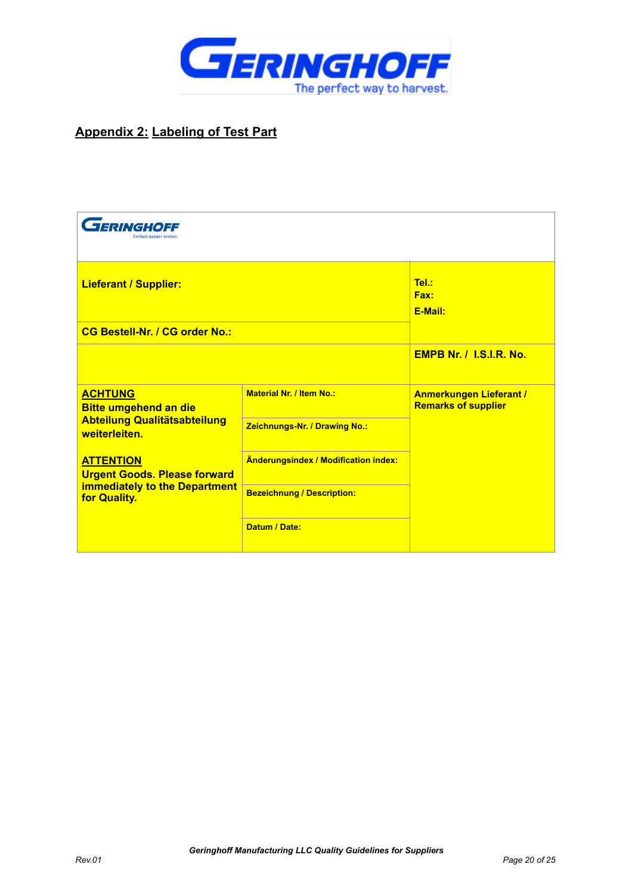## Appendix 2: Labeling of Test Part

| GERINGHOFF Einfach besser ernten. | | |
|---|---|---|
| **Lieferant / Supplier:** | | **Tel.:**<br>**Fax:**<br>**E-Mail:** |
| **CG Bestell-Nr. / CG order No.:** | | |
| | | **EMPB Nr. / I.S.I.R. No.** |
| **ACHTUNG**<br>**Bitte umgehend an die Abteilung Qualitätsabteilung weiterleiten.**<br><br>**ATTENTION**<br>**Urgent Goods. Please forward immediately to the Department for Quality.** | **Material Nr. / Item No.:**<br><br>**Zeichnungs-Nr. / Drawing No.:**<br><br>**Änderungsindex / Modification index:**<br><br>**Bezeichnung / Description:**<br><br>**Datum / Date:** | **Anmerkungen Lieferant / Remarks of supplier** |

Rev.01 *Geringhoff Manufacturing LLC Quality Guidelines for Suppliers*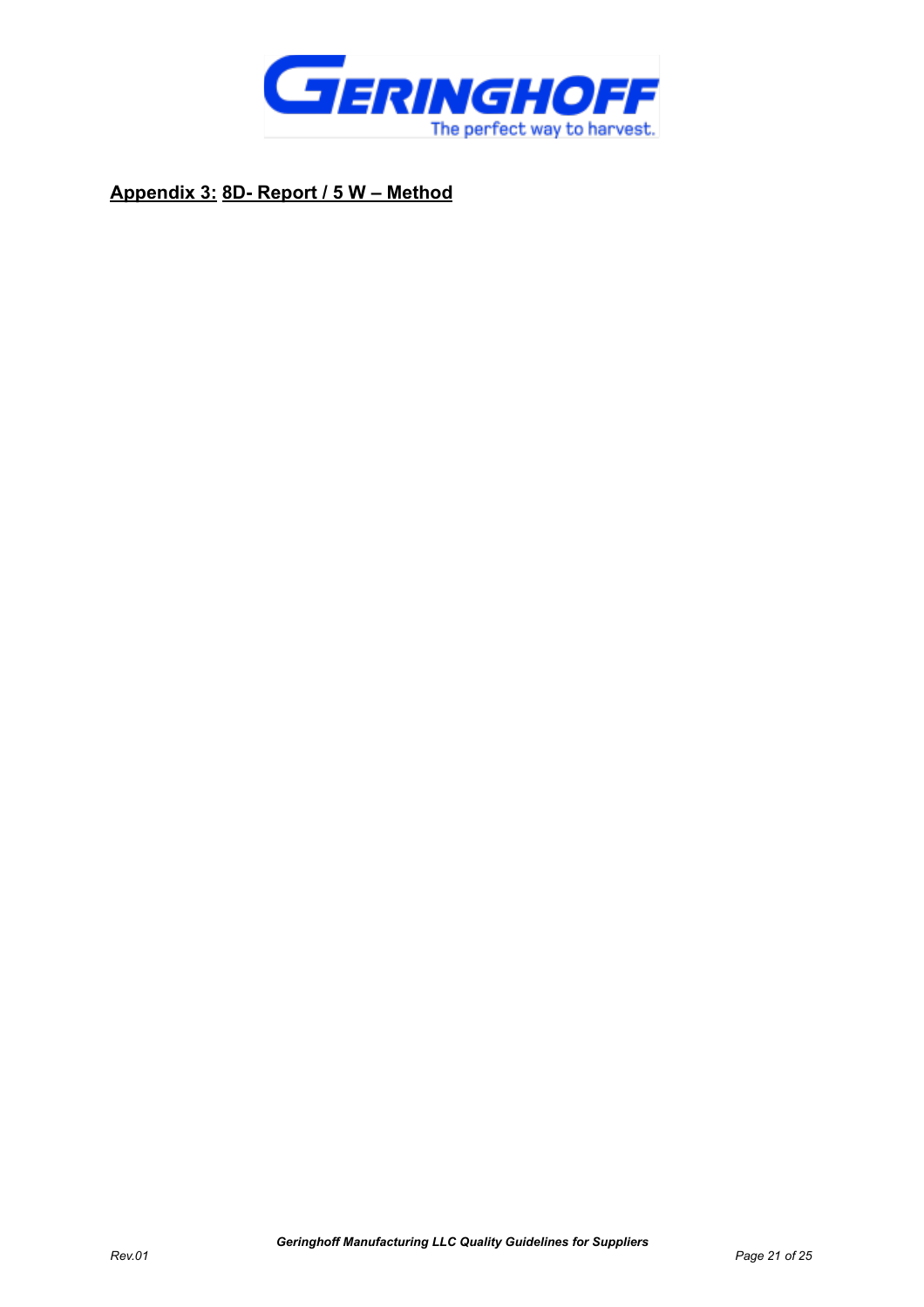## Appendix 3: 8D- Report / 5 W – Method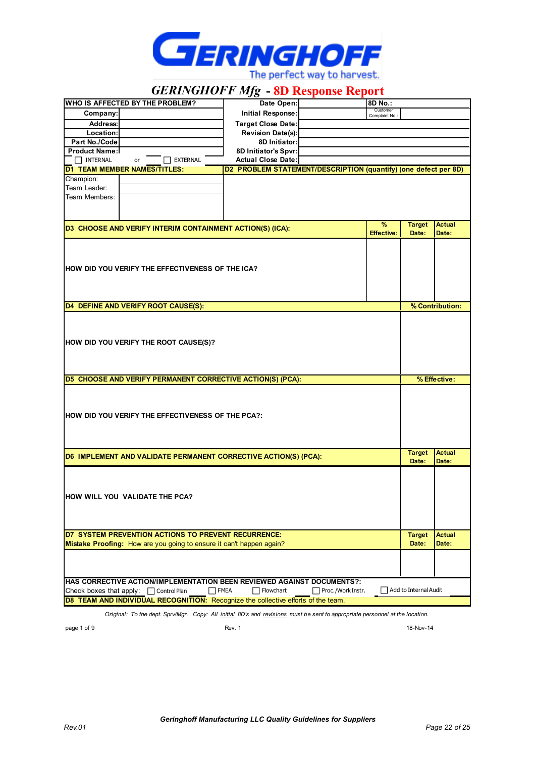GERINGHOFF

The perfect way to harvest.

# *GERINGHOFF Mfg* - 8D Response Report

| WHO IS AFFECTED BY THE PROBLEM? | | Date Open: | | 8D No.: |
|---|---|---|---|---|
| Company: | | Initial Response: | | Customer Complaint No.: |
| Address: | | Target Close Date: | | |
| Location: | | Revision Date(s): | | |
| Part No./Code | | 8D Initiator: | | |
| Product Name: | | 8D Initiator's Spvr: | | |
| ☐ INTERNAL or ☐ EXTERNAL | | Actual Close Date: | | |

| D1 TEAM MEMBER NAMES/TITLES: | | D2 PROBLEM STATEMENT/DESCRIPTION (quantify) (one defect per 8D) |
|---|---|---|
| Champion: | | |
| Team Leader: | | |
| Team Members: | | |

| D3 CHOOSE AND VERIFY INTERIM CONTAINMENT ACTION(S) (ICA): | % Effective: | Target Date: | Actual Date: |
|---|---|---|---|
| HOW DID YOU VERIFY THE EFFECTIVENESS OF THE ICA? | | | |

| D4 DEFINE AND VERIFY ROOT CAUSE(S): | % Contribution: |
|---|---|
| HOW DID YOU VERIFY THE ROOT CAUSE(S)? | |

| D5 CHOOSE AND VERIFY PERMANENT CORRECTIVE ACTION(S) (PCA): | % Effective: |
|---|---|
| HOW DID YOU VERIFY THE EFFECTIVENESS OF THE PCA?: | |

| D6 IMPLEMENT AND VALIDATE PERMANENT CORRECTIVE ACTION(S) (PCA): | Target Date: | Actual Date: |
|---|---|---|
| HOW WILL YOU VALIDATE THE PCA? | | |

| D7 SYSTEM PREVENTION ACTIONS TO PREVENT RECURRENCE: Mistake Proofing: How are you going to ensure it can't happen again? | Target Date: | Actual Date: |
|---|---|---|
| | | |

**HAS CORRECTIVE ACTION/IMPLEMENTATION BEEN REVIEWED AGAINST DOCUMENTS?:**

Check boxes that apply: ☐ Control Plan ☐ FMEA ☐ Flowchart ☐ Proc./Work Instr. ☐ Add to Internal Audit

**D8 TEAM AND INDIVIDUAL RECOGNITION:** Recognize the collective efforts of the team.

*Original: To the dept. Sprv/Mgr. Copy: All initial 8D's and revisions must be sent to appropriate personnel at the location.*

page 1 of 9 Rev. 1 18-Nov-14

***Geringhoff Manufacturing LLC Quality Guidelines for Suppliers***

*Rev.01*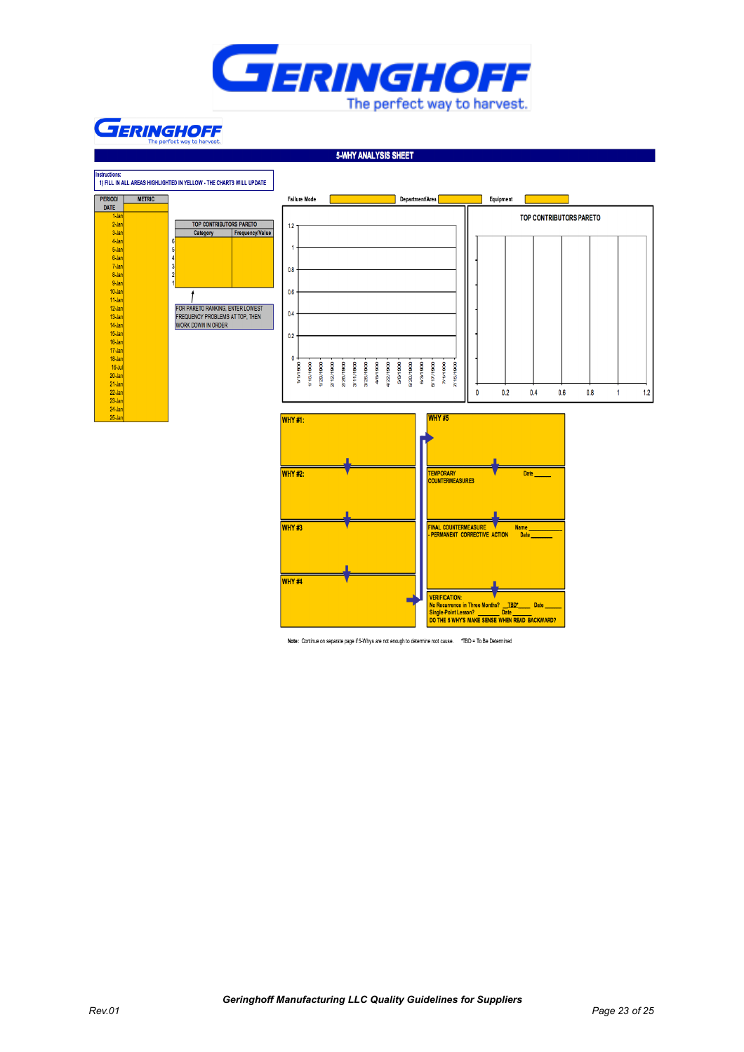# GERINGHOFF

The perfect way to harvest.

## 5-WHY ANALYSIS SHEET

Instructions:
1) FILL IN ALL AREAS HIGHLIGHTED IN YELLOW - THE CHARTS WILL UPDATE

| PERIOD/ DATE | METRIC |
|---|---|
| 1-Jan | |
| 2-Jan | |
| 3-Jan | |
| 4-Jan | |
| 5-Jan | |
| 6-Jan | |
| 7-Jan | |
| 8-Jan | |
| 9-Jan | |
| 10-Jan | |
| 11-Jan | |
| 12-Jan | |
| 13-Jan | |
| 14-Jan | |
| 15-Jan | |
| 16-Jan | |
| 17-Jan | |
| 18-Jan | |
| 16-Jul | |
| 20-Jan | |
| 21-Jan | |
| 22-Jan | |
| 23-Jan | |
| 24-Jan | |
| 25-Jan | |

**TOP CONTRIBUTORS PARETO**

| | Category | Frequency/Value |
|---|---|---|
| 6 | | |
| 5 | | |
| 4 | | |
| 3 | | |
| 2 | | |
| 1 | | |

FOR PARETO RANKING, ENTER LOWEST FREQUENCY PROBLEMS AT TOP, THEN WORK DOWN IN ORDER

Failure Mode ______ Department/Area ______ Equipment ______

**TOP CONTRIBUTORS PARETO**

**WHY #1:**

**WHY #2:**

**WHY #3**

**WHY #4**

**WHY #5**

**TEMPORARY COUNTERMEASURES** Date _____

**FINAL COUNTERMEASURE - PERMANENT CORRECTIVE ACTION** Name __________ Date ______

**VERIFICATION:**
No Recurrence in Three Months? __TBD*____ Date _____
Single-Point Lesson? ______ Date ______
DO THE 5 WHY'S MAKE SENSE WHEN READ BACKWARD?

**Note:** Continue on separate page if 5-Whys are not enough to determine root cause. *TBD = To Be Determined

*Geringhoff Manufacturing LLC Quality Guidelines for Suppliers*

*Rev.01*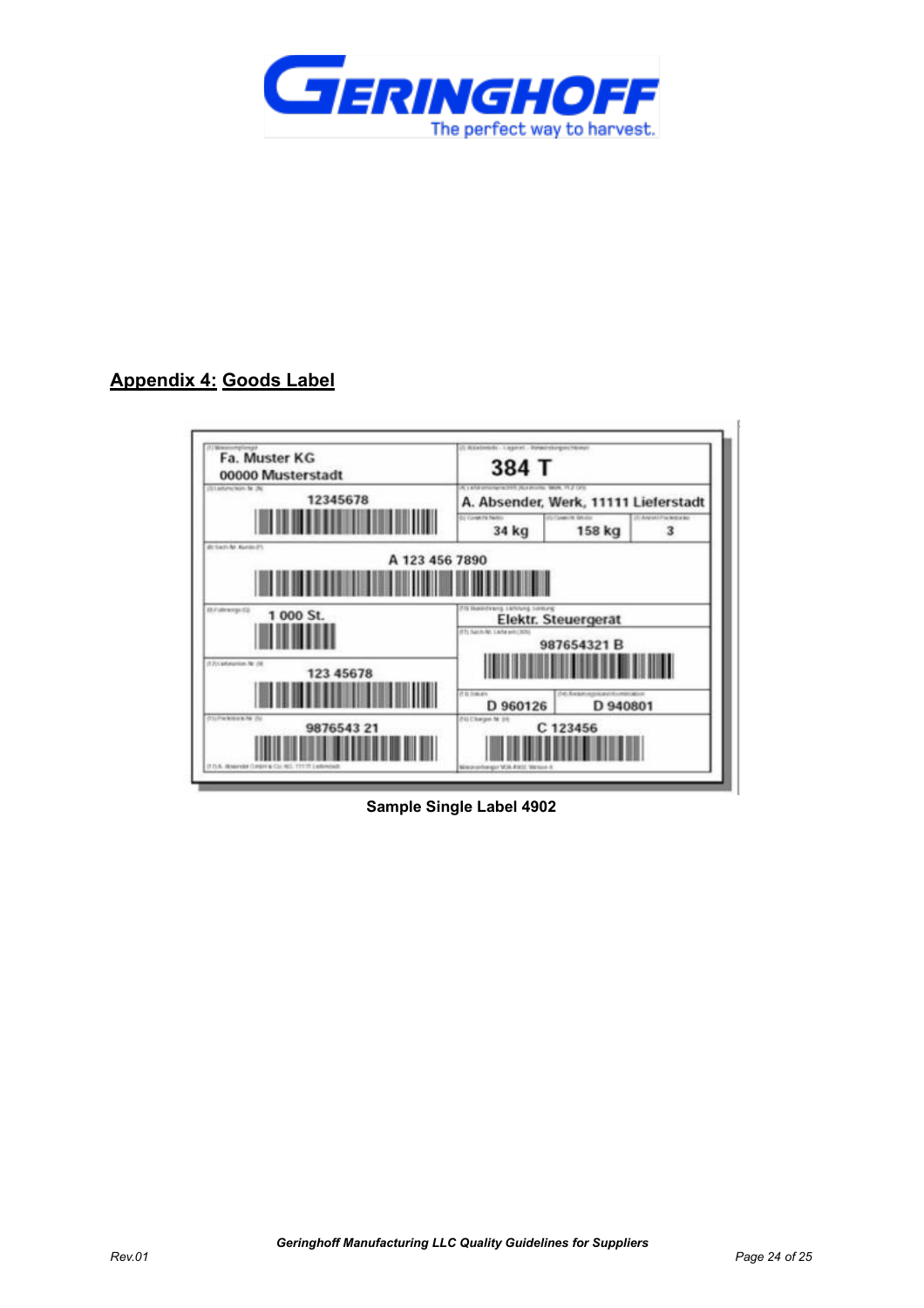## Appendix 4: Goods Label

| Fa. Muster KG<br>00000 Musterstadt | 384 T |
|---|---|
| 12345678 | A. Absender, Werk, 11111 Lieferstadt |
| | 34 kg \| 158 kg \| 3 |
| A 123 456 7890 | |
| 1 000 St. | Elektr. Steuergerat |
| 123 45678 | 987654321 B |
| | D 960126 \| D 940801 |
| 9876543 21 | C 123456 |

Sample Single Label 4902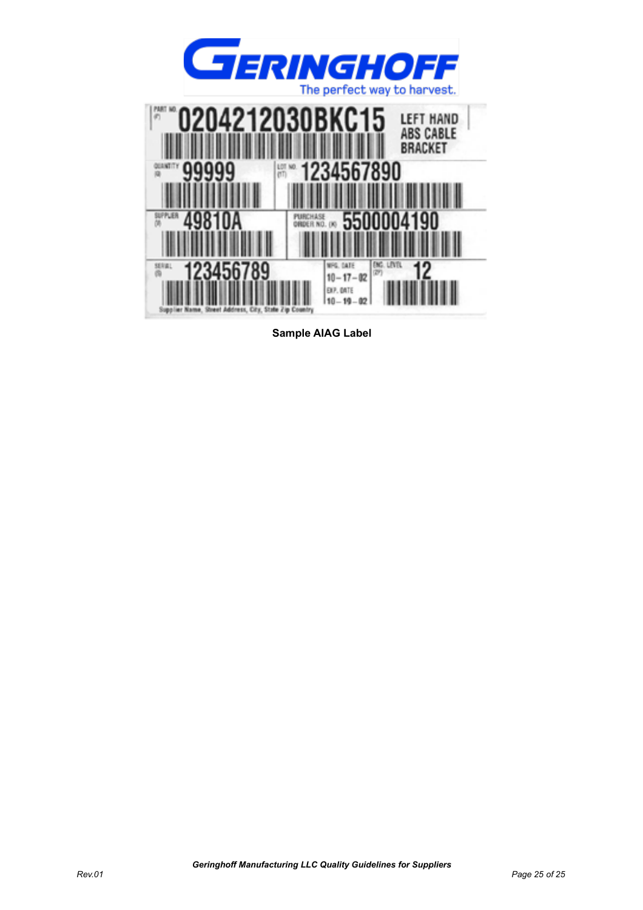GERINGHOFF
The perfect way to harvest.

| | | | |
|---|---|---|---|
| PART NO. (P) 0204212030BKC15 | | LEFT HAND ABS CABLE BRACKET | |
| QUANTITY (Q) 99999 | LOT NO. (1T) 1234567890 | | |
| SUPPLIER (V) 49810A | PURCHASE ORDER NO. (K) 5500004190 | | |
| SERIAL (S) 123456789 | MFG. DATE 10-17-02 | EXP. DATE 10-19-02 | ENG. LEVEL (2P) 12 |

Supplier Name, Street Address, City, State Zip Country

**Sample AIAG Label**